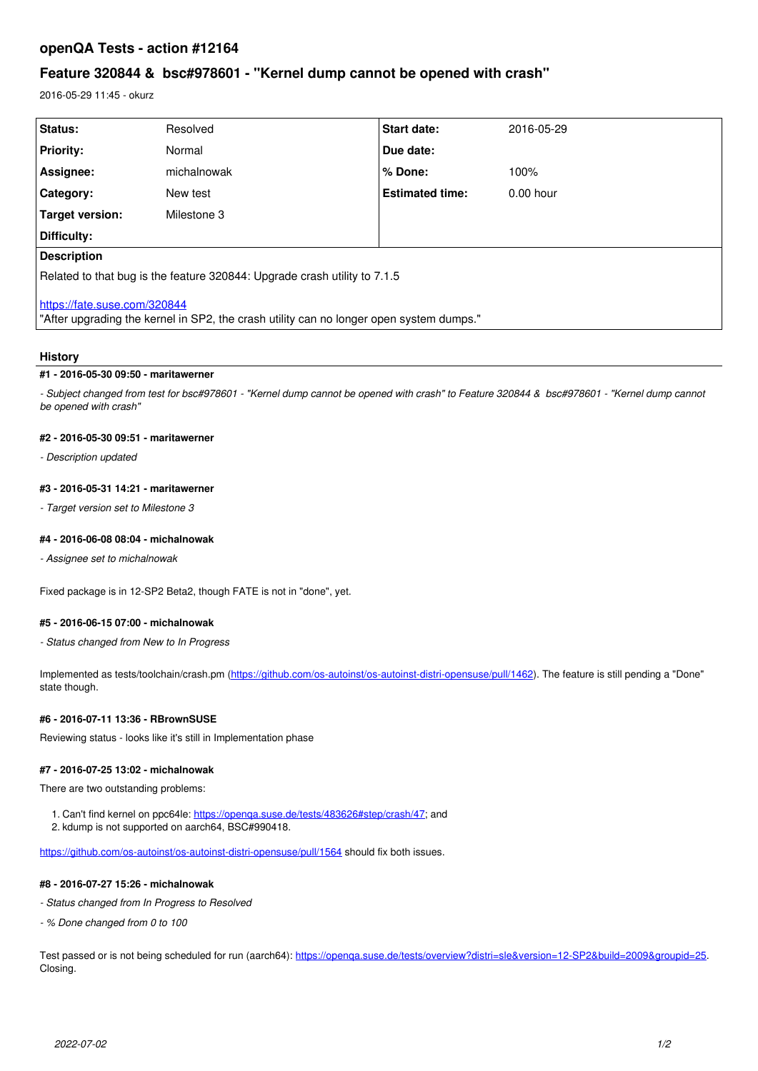# openQA Tests - action #12164

## Feature 320844 & bsc#978601 - "Kernel dump cannot be opened with crash"

2016-05-29 11:45 - okurz

| Status: | Resolved | Start date: | 2016-05-29 |
|---|---|---|---|
| Priority: | Normal | Due date: | |
| Assignee: | michalnowak | % Done: | 100% |
| Category: | New test | Estimated time: | 0.00 hour |
| Target version: | Milestone 3 | | |
| Difficulty: | | | |

**Description**

Related to that bug is the feature 320844: Upgrade crash utility to 7.1.5

https://fate.suse.com/320844
"After upgrading the kernel in SP2, the crash utility can no longer open system dumps."

### History

#### #1 - 2016-05-30 09:50 - maritawerner

*- Subject changed from test for bsc#978601 - "Kernel dump cannot be opened with crash" to Feature 320844 & bsc#978601 - "Kernel dump cannot be opened with crash"*

#### #2 - 2016-05-30 09:51 - maritawerner

*- Description updated*

#### #3 - 2016-05-31 14:21 - maritawerner

*- Target version set to Milestone 3*

#### #4 - 2016-06-08 08:04 - michalnowak

*- Assignee set to michalnowak*

Fixed package is in 12-SP2 Beta2, though FATE is not in "done", yet.

#### #5 - 2016-06-15 07:00 - michalnowak

*- Status changed from New to In Progress*

Implemented as tests/toolchain/crash.pm (https://github.com/os-autoinst/os-autoinst-distri-opensuse/pull/1462). The feature is still pending a "Done" state though.

#### #6 - 2016-07-11 13:36 - RBrownSUSE

Reviewing status - looks like it's still in Implementation phase

#### #7 - 2016-07-25 13:02 - michalnowak

There are two outstanding problems:

1. Can't find kernel on ppc64le: https://openqa.suse.de/tests/483626#step/crash/47; and
2. kdump is not supported on aarch64, BSC#990418.

https://github.com/os-autoinst/os-autoinst-distri-opensuse/pull/1564 should fix both issues.

#### #8 - 2016-07-27 15:26 - michalnowak

*- Status changed from In Progress to Resolved*

*- % Done changed from 0 to 100*

Test passed or is not being scheduled for run (aarch64): https://openqa.suse.de/tests/overview?distri=sle&version=12-SP2&build=2009&groupid=25. Closing.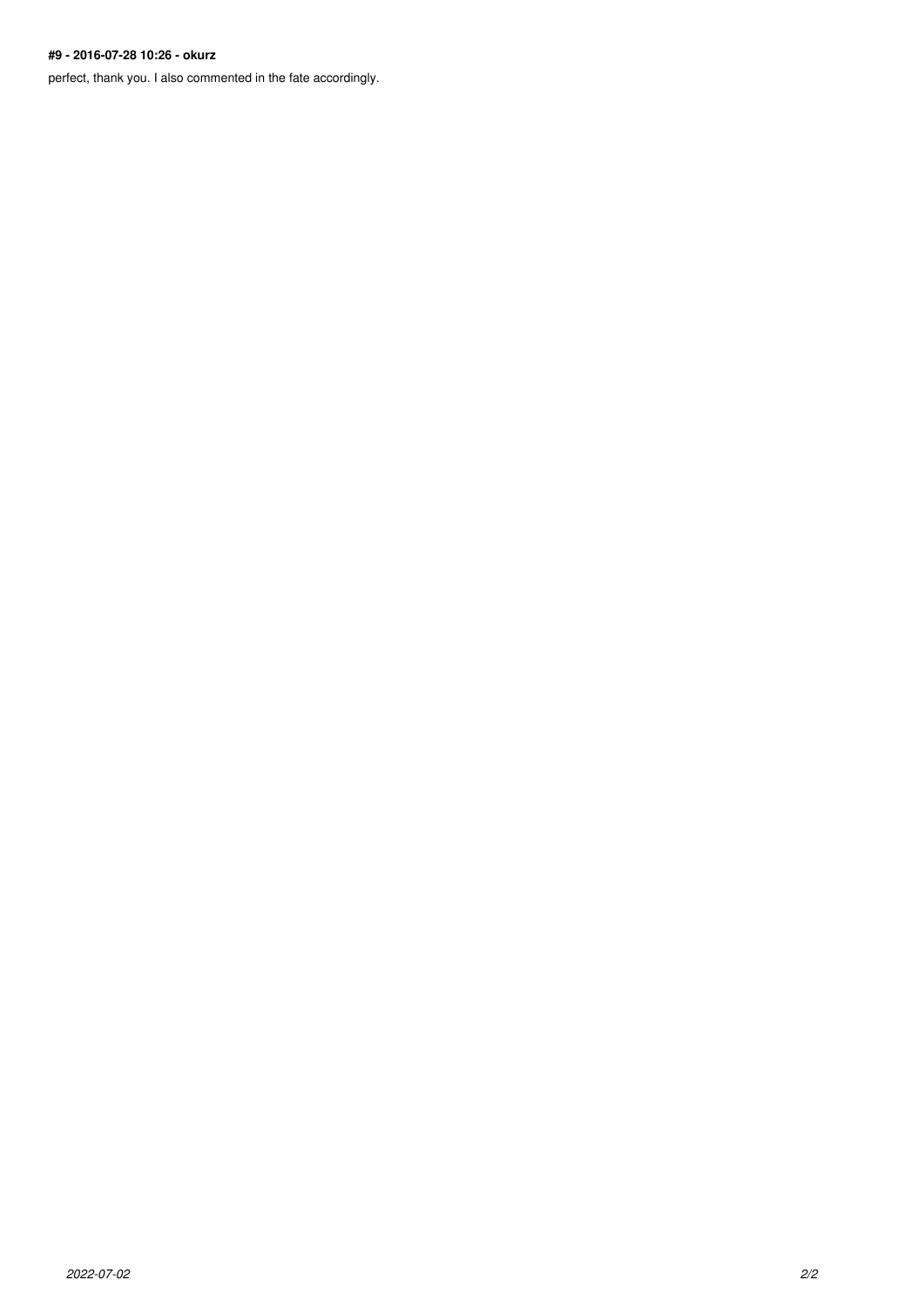**#9 - 2016-07-28 10:26 - okurz**

perfect, thank you. I also commented in the fate accordingly.